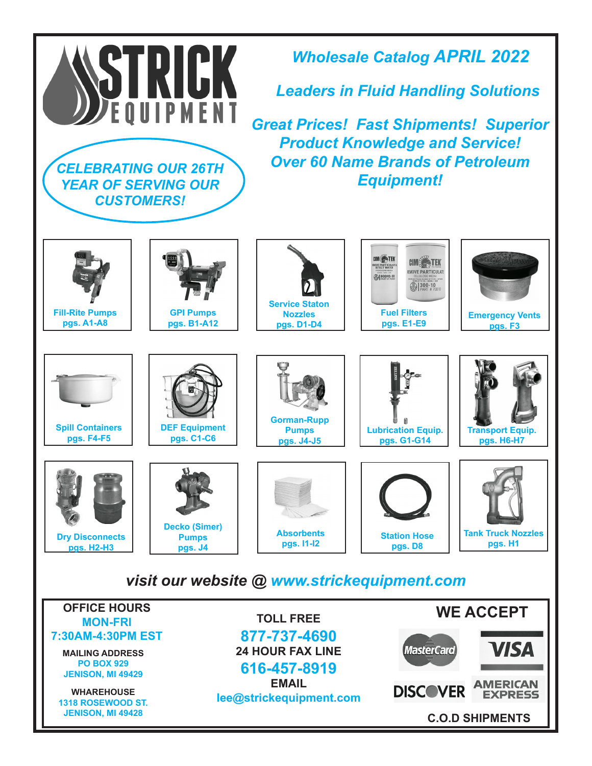# STRICK EQUIPMENT

## *Wholesale Catalog APRIL 2022*

### *Leaders in Fluid Handling Solutions*

*Great Prices! Fast Shipments! Superior Product Knowledge and Service! Over 60 Name Brands of Petroleum Equipment!*

*CELEBRATING OUR 26TH YEAR OF SERVING OUR CUSTOMERS!*

- **Fill-Rite Pumps** pgs. A1-A8
- **GPI Pumps** pgs. B1-A12
- **Service Staton Nozzles** pgs. D1-D4
- **Fuel Filters** pgs. E1-E9
- **Emergency Vents** pgs. F3
- **Spill Containers** pgs. F4-F5
- **DEF Equipment** pgs. C1-C6
- **Gorman-Rupp Pumps** pgs. J4-J5
- **Lubrication Equip.** pgs. G1-G14
- **Transport Equip.** pgs. H6-H7
- **Dry Disconnects** pgs. H2-H3
- **Decko (Simer) Pumps** pgs. J4
- **Absorbents** pgs. I1-I2
- **Station Hose** pgs. D8
- **Tank Truck Nozzles** pgs. H1

*visit our website @ www.strickequipment.com*

**OFFICE HOURS**
MON-FRI
7:30AM-4:30PM EST

**MAILING ADDRESS**
PO BOX 929
JENISON, MI 49429

**WHAREHOUSE**
1318 ROSEWOOD ST.
JENISON, MI 49428

**TOLL FREE**
877-737-4690

**24 HOUR FAX LINE**
616-457-8919

**EMAIL**
lee@strickequipment.com

**WE ACCEPT**
MasterCard, VISA, DISCOVER, AMERICAN EXPRESS

**C.O.D SHIPMENTS**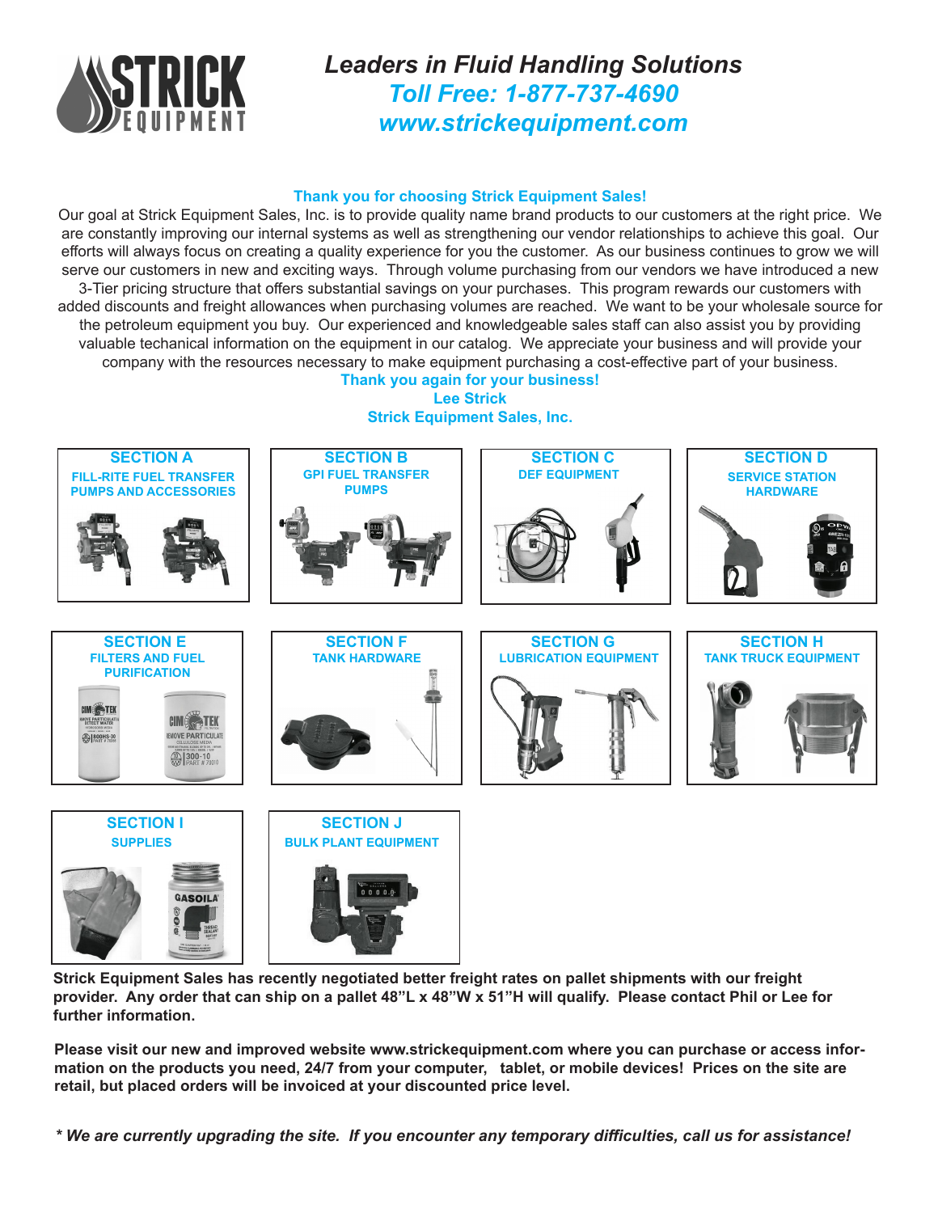# Leaders in Fluid Handling Solutions

**Toll Free: 1-877-737-4690**

**www.strickequipment.com**

**Thank you for choosing Strick Equipment Sales!**

Our goal at Strick Equipment Sales, Inc. is to provide quality name brand products to our customers at the right price. We are constantly improving our internal systems as well as strengthening our vendor relationships to achieve this goal. Our efforts will always focus on creating a quality experience for you the customer. As our business continues to grow we will serve our customers in new and exciting ways. Through volume purchasing from our vendors we have introduced a new 3-Tier pricing structure that offers substantial savings on your purchases. This program rewards our customers with added discounts and freight allowances when purchasing volumes are reached. We want to be your wholesale source for the petroleum equipment you buy. Our experienced and knowledgeable sales staff can also assist you by providing valuable techanical information on the equipment in our catalog. We appreciate your business and will provide your company with the resources necessary to make equipment purchasing a cost-effective part of your business.

**Thank you again for your business!**
**Lee Strick**
**Strick Equipment Sales, Inc.**

**SECTION A** – FILL-RITE FUEL TRANSFER PUMPS AND ACCESSORIES

**SECTION B** – GPI FUEL TRANSFER PUMPS

**SECTION C** – DEF EQUIPMENT

**SECTION D** – SERVICE STATION HARDWARE

**SECTION E** – FILTERS AND FUEL PURIFICATION

**SECTION F** – TANK HARDWARE

**SECTION G** – LUBRICATION EQUIPMENT

**SECTION H** – TANK TRUCK EQUIPMENT

**SECTION I** – SUPPLIES

**SECTION J** – BULK PLANT EQUIPMENT

**Strick Equipment Sales has recently negotiated better freight rates on pallet shipments with our freight provider. Any order that can ship on a pallet 48"L x 48"W x 51"H will qualify. Please contact Phil or Lee for further information.**

**Please visit our new and improved website www.strickequipment.com where you can purchase or access information on the products you need, 24/7 from your computer, tablet, or mobile devices! Prices on the site are retail, but placed orders will be invoiced at your discounted price level.**

***\* We are currently upgrading the site. If you encounter any temporary difficulties, call us for assistance!***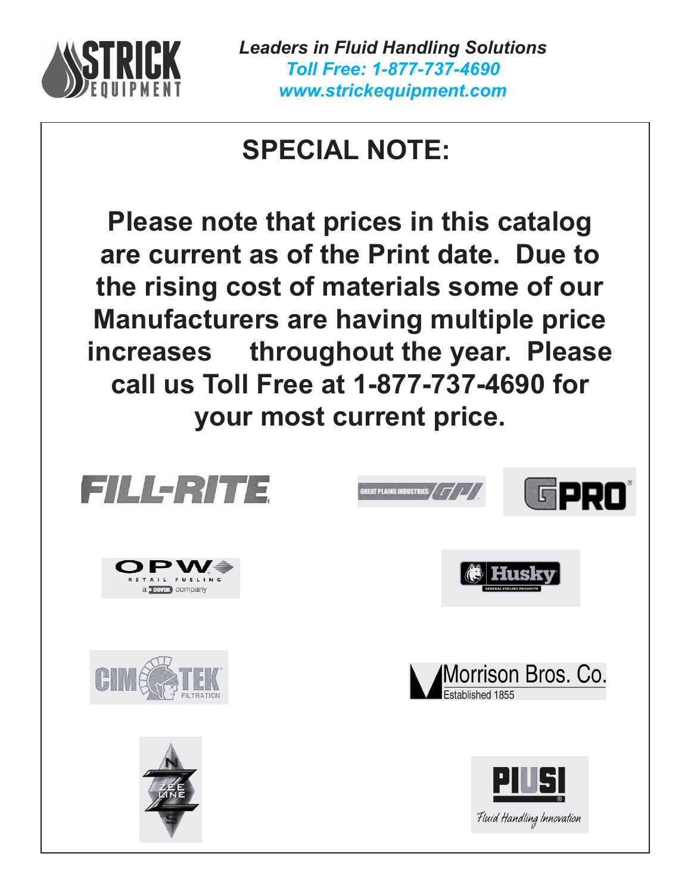*Leaders in Fluid Handling Solutions*
*Toll Free: 1-877-737-4690*
*www.strickequipment.com*

# SPECIAL NOTE:

**Please note that prices in this catalog are current as of the Print date. Due to the rising cost of materials some of our Manufacturers are having multiple price increases throughout the year. Please call us Toll Free at 1-877-737-4690 for your most current price.**